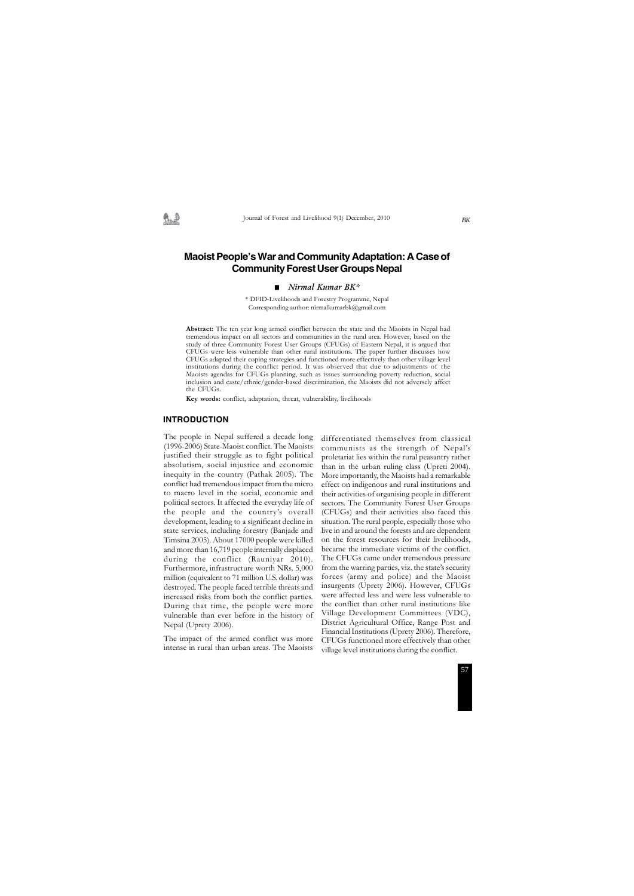# Maoist People's War and Community Adaptation: A Case of Community Forest User Groups Nepal

■ *Nirmal Kumar BK**

\* DFID-Livelihoods and Forestry Programme, Nepal
Corresponding author: nirmalkumarbk@gmail.com

**Abstract:** The ten year long armed conflict between the state and the Maoists in Nepal had tremendous impact on all sectors and communities in the rural area. However, based on the study of three Community Forest User Groups (CFUGs) of Eastern Nepal, it is argued that CFUGs were less vulnerable than other rural institutions. The paper further discusses how CFUGs adapted their coping strategies and functioned more effectively than other village level institutions during the conflict period. It was observed that due to adjustments of the Maoists agendas for CFUGs planning, such as issues surrounding poverty reduction, social inclusion and caste/ethnic/gender-based discrimination, the Maoists did not adversely affect the CFUGs.

**Key words:** conflict, adaptation, threat, vulnerability, livelihoods

## INTRODUCTION

The people in Nepal suffered a decade long (1996-2006) State-Maoist conflict. The Maoists justified their struggle as to fight political absolutism, social injustice and economic inequity in the country (Pathak 2005). The conflict had tremendous impact from the micro to macro level in the social, economic and political sectors. It affected the everyday life of the people and the country's overall development, leading to a significant decline in state services, including forestry (Banjade and Timsina 2005). About 17000 people were killed and more than 16,719 people internally displaced during the conflict (Rauniyar 2010). Furthermore, infrastructure worth NRs. 5,000 million (equivalent to 71 million U.S. dollar) was destroyed. The people faced terrible threats and increased risks from both the conflict parties. During that time, the people were more vulnerable than ever before in the history of Nepal (Uprety 2006).

The impact of the armed conflict was more intense in rural than urban areas. The Maoists differentiated themselves from classical communists as the strength of Nepal's proletariat lies within the rural peasantry rather than in the urban ruling class (Upreti 2004). More importantly, the Maoists had a remarkable effect on indigenous and rural institutions and their activities of organising people in different sectors. The Community Forest User Groups (CFUGs) and their activities also faced this situation. The rural people, especially those who live in and around the forests and are dependent on the forest resources for their livelihoods, became the immediate victims of the conflict. The CFUGs came under tremendous pressure from the warring parties, viz. the state's security forces (army and police) and the Maoist insurgents (Uprety 2006). However, CFUGs were affected less and were less vulnerable to the conflict than other rural institutions like Village Development Committees (VDC), District Agricultural Office, Range Post and Financial Institutions (Uprety 2006). Therefore, CFUGs functioned more effectively than other village level institutions during the conflict.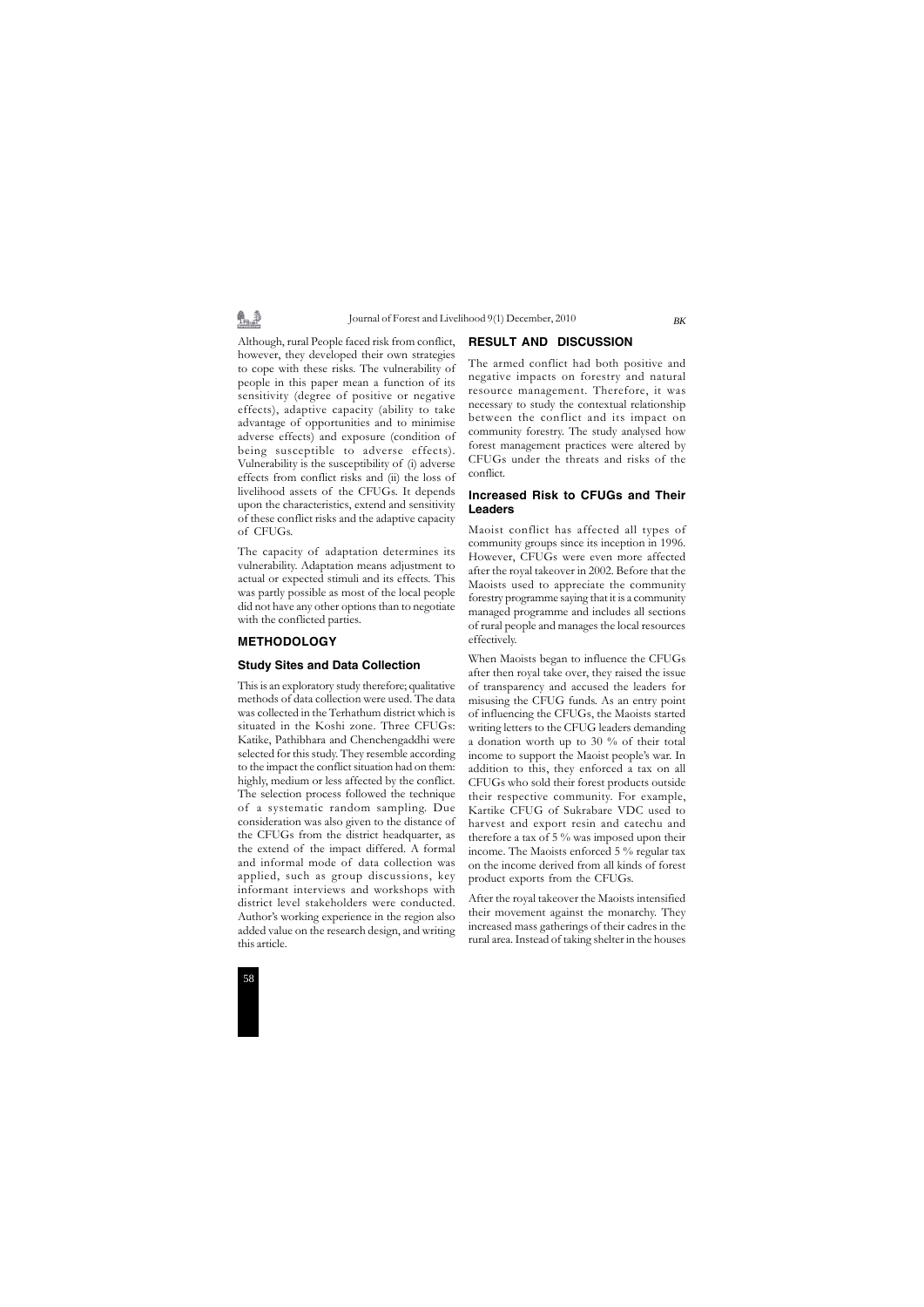Although, rural People faced risk from conflict, however, they developed their own strategies to cope with these risks. The vulnerability of people in this paper mean a function of its sensitivity (degree of positive or negative effects), adaptive capacity (ability to take advantage of opportunities and to minimise adverse effects) and exposure (condition of being susceptible to adverse effects). Vulnerability is the susceptibility of (i) adverse effects from conflict risks and (ii) the loss of livelihood assets of the CFUGs. It depends upon the characteristics, extend and sensitivity of these conflict risks and the adaptive capacity of CFUGs.

The capacity of adaptation determines its vulnerability. Adaptation means adjustment to actual or expected stimuli and its effects. This was partly possible as most of the local people did not have any other options than to negotiate with the conflicted parties.

## METHODOLOGY

### Study Sites and Data Collection

This is an exploratory study therefore; qualitative methods of data collection were used. The data was collected in the Terhathum district which is situated in the Koshi zone. Three CFUGs: Katike, Pathibhara and Chenchengaddhi were selected for this study. They resemble according to the impact the conflict situation had on them: highly, medium or less affected by the conflict. The selection process followed the technique of a systematic random sampling. Due consideration was also given to the distance of the CFUGs from the district headquarter, as the extend of the impact differed. A formal and informal mode of data collection was applied, such as group discussions, key informant interviews and workshops with district level stakeholders were conducted. Author's working experience in the region also added value on the research design, and writing this article.

## RESULT AND DISCUSSION

The armed conflict had both positive and negative impacts on forestry and natural resource management. Therefore, it was necessary to study the contextual relationship between the conflict and its impact on community forestry. The study analysed how forest management practices were altered by CFUGs under the threats and risks of the conflict.

### Increased Risk to CFUGs and Their Leaders

Maoist conflict has affected all types of community groups since its inception in 1996. However, CFUGs were even more affected after the royal takeover in 2002. Before that the Maoists used to appreciate the community forestry programme saying that it is a community managed programme and includes all sections of rural people and manages the local resources effectively.

When Maoists began to influence the CFUGs after then royal take over, they raised the issue of transparency and accused the leaders for misusing the CFUG funds. As an entry point of influencing the CFUGs, the Maoists started writing letters to the CFUG leaders demanding a donation worth up to 30 % of their total income to support the Maoist people's war. In addition to this, they enforced a tax on all CFUGs who sold their forest products outside their respective community. For example, Kartike CFUG of Sukrabare VDC used to harvest and export resin and catechu and therefore a tax of 5 % was imposed upon their income. The Maoists enforced 5 % regular tax on the income derived from all kinds of forest product exports from the CFUGs.

After the royal takeover the Maoists intensified their movement against the monarchy. They increased mass gatherings of their cadres in the rural area. Instead of taking shelter in the houses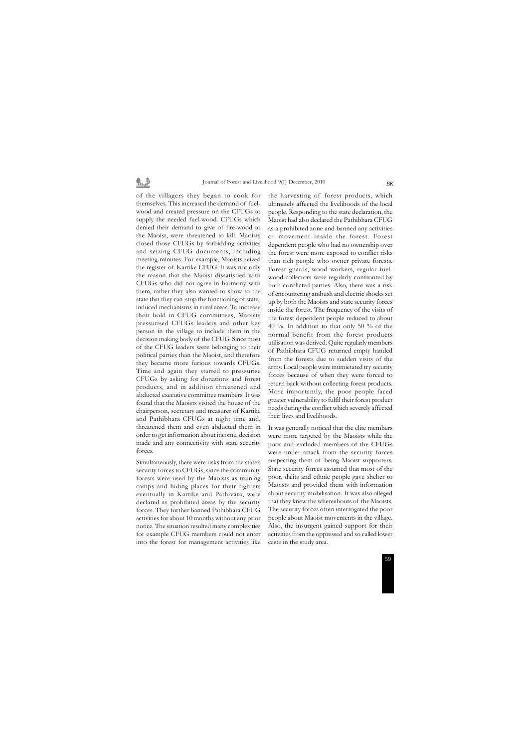of the villagers they began to cook for themselves. This increased the demand of fuel-wood and created pressure on the CFUGs to supply the needed fuel-wood. CFUGs which denied their demand to give of fire-wood to the Maoist, were threatened to kill. Maoists closed those CFUGs by forbidding activities and seizing CFUG documents, including meeting minutes. For example, Maoists seized the register of Kartike CFUG. It was not only the reason that the Maoist dissatisfied with CFUGs who did not agree in harmony with them, rather they also wanted to show to the state that they can stop the functioning of state-induced mechanisms in rural areas. To increase their hold in CFUG committees, Maoists pressurised CFUGs leaders and other key person in the village to include them in the decision making body of the CFUG. Since most of the CFUG leaders were belonging to their political parties than the Maoist, and therefore they became more furious towards CFUGs. Time and again they started to pressurise CFUGs by asking for donations and forest products, and in addition threatened and abducted executive committee members. It was found that the Maoists visited the house of the chairperson, secretary and treasurer of Kartike and Pathibhara CFUGs at night time and, threatened them and even abducted them in order to get information about income, decision made and any connectivity with state security forces.

Simultaneously, there were risks from the state's security forces to CFUGs, since the community forests were used by the Maoists as training camps and hiding places for their fighters eventually in Kartike and Pathivara, were declared as prohibited areas by the security forces. They further banned Pathibhara CFUG activities for about 10 months without any prior notice. The situation resulted many complexities for example CFUG members could not enter into the forest for management activities like the harvesting of forest products, which ultimately affected the livelihoods of the local people. Responding to the state declaration, the Maoist had also declared the Pathibhara CFUG as a prohibited zone and banned any activities or movement inside the forest. Forest dependent people who had no ownership over the forest were more exposed to conflict risks than rich people who owner private forests. Forest guards, wood workers, regular fuel-wood collectors were regularly confronted by both conflicted parties. Also, there was a risk of encountering ambush and electric shocks set up by both the Maoists and state security forces inside the forest. The frequency of the visits of the forest dependent people reduced to about 40 %. In addition to that only 50 % of the normal benefit from the forest products utilisation was derived. Quite regularly members of Pathibhara CFUG returned empty handed from the forests due to sudden visits of the army. Local people were intimietated try security forces because of when they were forced to return back without collecting forest products. More importantly, the poor people faced greater vulnerability to fulfil their forest product needs during the conflict which severely affected their lives and livelihoods.

It was generally noticed that the elite members were more targeted by the Maoists while the poor and excluded members of the CFUGs were under attack from the security forces suspecting them of being Maoist supporters. State security forces assumed that most of the poor, dalits and ethnic people gave shelter to Maoists and provided them with information about security mobilisation. It was also alleged that they knew the whereabouts of the Maoists. The security forces often interrogated the poor people about Maoist movements in the village. Also, the insurgent gained support for their activities from the oppressed and so called lower caste in the study area.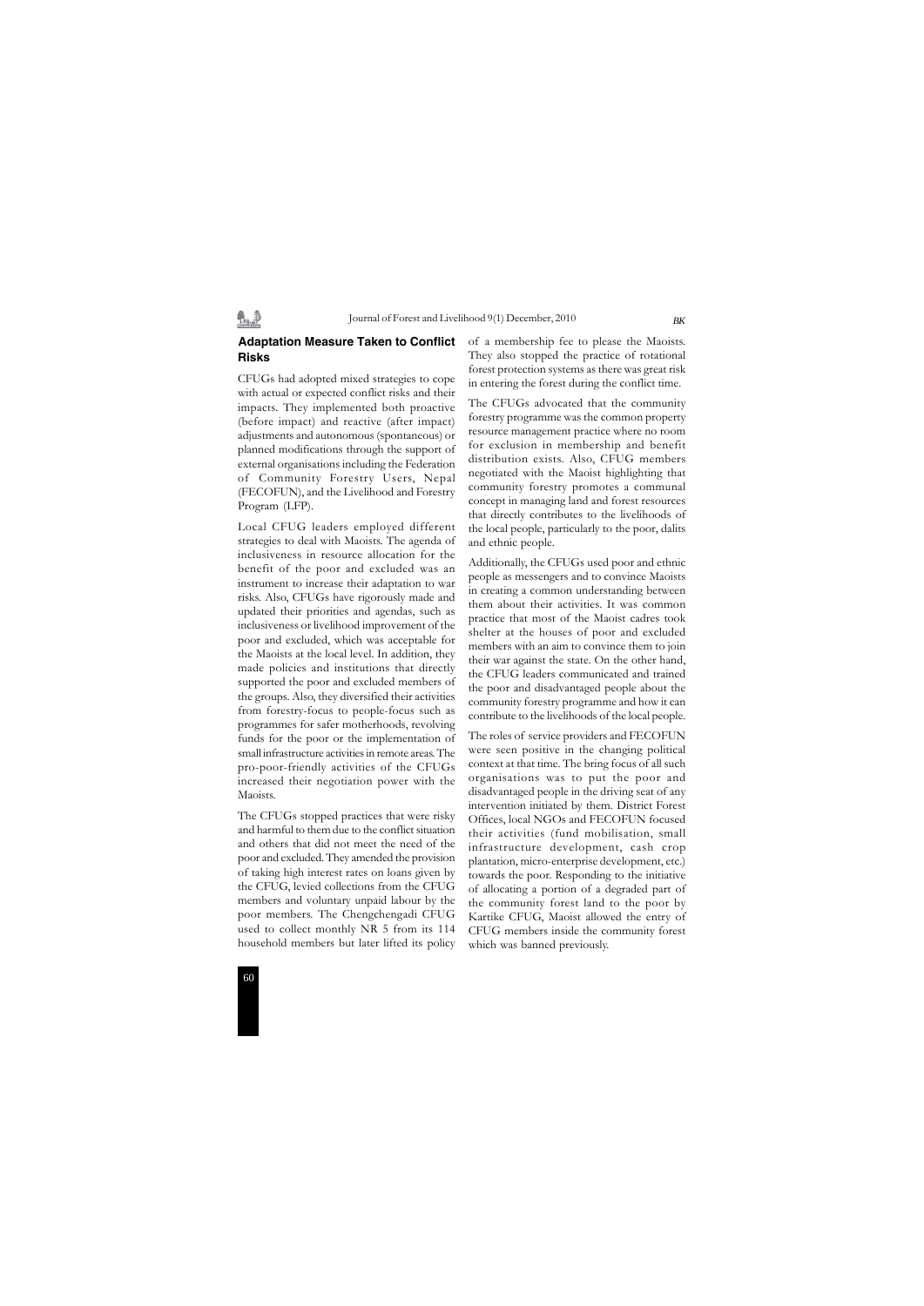## Adaptation Measure Taken to Conflict Risks

CFUGs had adopted mixed strategies to cope with actual or expected conflict risks and their impacts. They implemented both proactive (before impact) and reactive (after impact) adjustments and autonomous (spontaneous) or planned modifications through the support of external organisations including the Federation of Community Forestry Users, Nepal (FECOFUN), and the Livelihood and Forestry Program (LFP).

Local CFUG leaders employed different strategies to deal with Maoists. The agenda of inclusiveness in resource allocation for the benefit of the poor and excluded was an instrument to increase their adaptation to war risks. Also, CFUGs have rigorously made and updated their priorities and agendas, such as inclusiveness or livelihood improvement of the poor and excluded, which was acceptable for the Maoists at the local level. In addition, they made policies and institutions that directly supported the poor and excluded members of the groups. Also, they diversified their activities from forestry-focus to people-focus such as programmes for safer motherhoods, revolving funds for the poor or the implementation of small infrastructure activities in remote areas. The pro-poor-friendly activities of the CFUGs increased their negotiation power with the Maoists.

The CFUGs stopped practices that were risky and harmful to them due to the conflict situation and others that did not meet the need of the poor and excluded. They amended the provision of taking high interest rates on loans given by the CFUG, levied collections from the CFUG members and voluntary unpaid labour by the poor members. The Chengchengadi CFUG used to collect monthly NR 5 from its 114 household members but later lifted its policy of a membership fee to please the Maoists. They also stopped the practice of rotational forest protection systems as there was great risk in entering the forest during the conflict time.

The CFUGs advocated that the community forestry programme was the common property resource management practice where no room for exclusion in membership and benefit distribution exists. Also, CFUG members negotiated with the Maoist highlighting that community forestry promotes a communal concept in managing land and forest resources that directly contributes to the livelihoods of the local people, particularly to the poor, dalits and ethnic people.

Additionally, the CFUGs used poor and ethnic people as messengers and to convince Maoists in creating a common understanding between them about their activities. It was common practice that most of the Maoist cadres took shelter at the houses of poor and excluded members with an aim to convince them to join their war against the state. On the other hand, the CFUG leaders communicated and trained the poor and disadvantaged people about the community forestry programme and how it can contribute to the livelihoods of the local people.

The roles of service providers and FECOFUN were seen positive in the changing political context at that time. The bring focus of all such organisations was to put the poor and disadvantaged people in the driving seat of any intervention initiated by them. District Forest Offices, local NGOs and FECOFUN focused their activities (fund mobilisation, small infrastructure development, cash crop plantation, micro-enterprise development, etc.) towards the poor. Responding to the initiative of allocating a portion of a degraded part of the community forest land to the poor by Kartike CFUG, Maoist allowed the entry of CFUG members inside the community forest which was banned previously.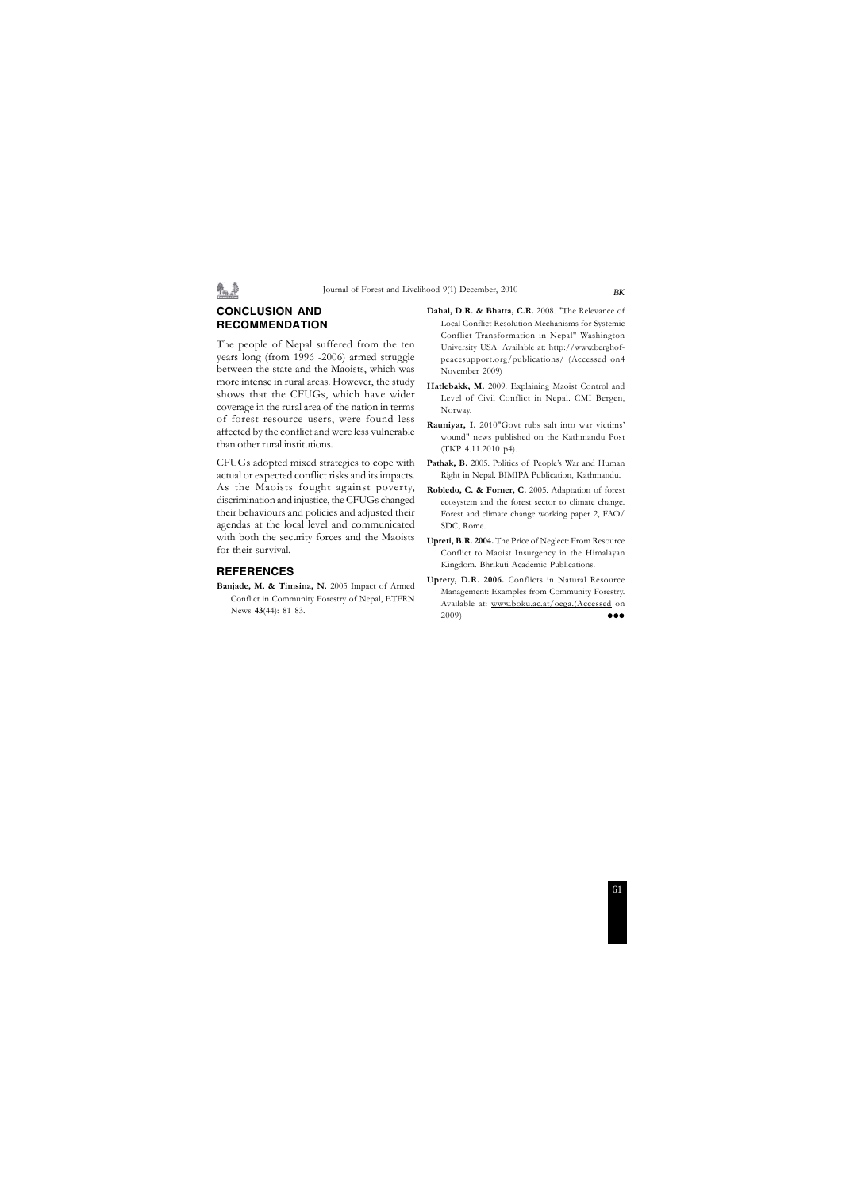## CONCLUSION AND RECOMMENDATION

The people of Nepal suffered from the ten years long (from 1996 -2006) armed struggle between the state and the Maoists, which was more intense in rural areas. However, the study shows that the CFUGs, which have wider coverage in the rural area of the nation in terms of forest resource users, were found less affected by the conflict and were less vulnerable than other rural institutions.

CFUGs adopted mixed strategies to cope with actual or expected conflict risks and its impacts. As the Maoists fought against poverty, discrimination and injustice, the CFUGs changed their behaviours and policies and adjusted their agendas at the local level and communicated with both the security forces and the Maoists for their survival.

## REFERENCES

**Banjade, M. & Timsina, N.** 2005 Impact of Armed Conflict in Community Forestry of Nepal, ETFRN News **43**(44): 81 83.

**Dahal, D.R. & Bhatta, C.R.** 2008. "The Relevance of Local Conflict Resolution Mechanisms for Systemic Conflict Transformation in Nepal" Washington University USA. Available at: http://www.berghof-peacesupport.org/publications/ (Accessed on4 November 2009)

**Hatlebakk, M.** 2009. Explaining Maoist Control and Level of Civil Conflict in Nepal. CMI Bergen, Norway.

**Rauniyar, I.** 2010"Govt rubs salt into war victims' wound" news published on the Kathmandu Post (TKP 4.11.2010 p4).

**Pathak, B.** 2005. Politics of People's War and Human Right in Nepal. BIMIPA Publication, Kathmandu.

**Robledo, C. & Forner, C.** 2005. Adaptation of forest ecosystem and the forest sector to climate change. Forest and climate change working paper 2, FAO/ SDC, Rome.

**Upreti, B.R. 2004.** The Price of Neglect: From Resource Conflict to Maoist Insurgency in the Himalayan Kingdom. Bhrikuti Academic Publications.

**Uprety, D.R. 2006.** Conflicts in Natural Resource Management: Examples from Community Forestry. Available at: www.boku.ac.at/oega.(Accessed on 2009)

●●●